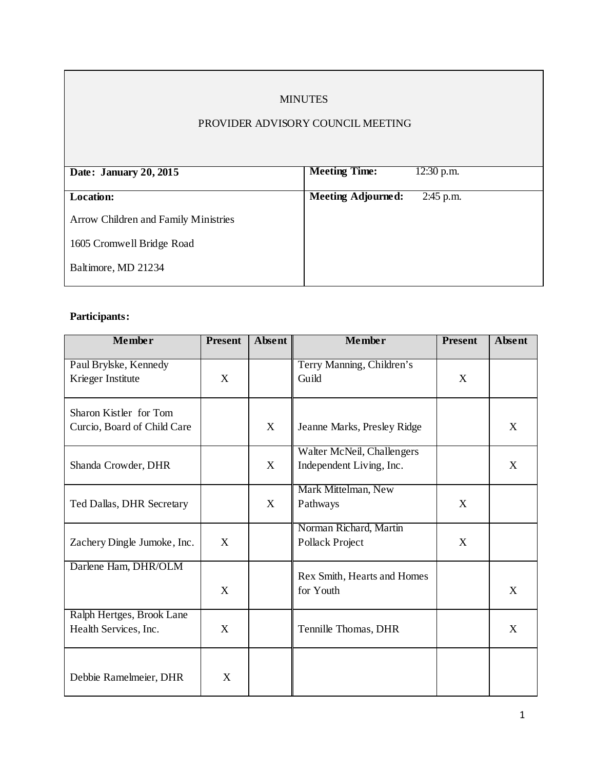# MINUTES

## PROVIDER ADVISORY COUNCIL MEETING

| **Date: January 20, 2015** | **Meeting Time:** 12:30 p.m. |
|---|---|
| **Location:**<br>Arrow Children and Family Ministries<br>1605 Cromwell Bridge Road<br>Baltimore, MD 21234 | **Meeting Adjourned:** 2:45 p.m. |

**Participants:**

| Member | Present | Absent | Member | Present | Absent |
|---|---|---|---|---|---|
| Paul Brylske, Kennedy Krieger Institute | X | | Terry Manning, Children's Guild | X | |
| Sharon Kistler for Tom Curcio, Board of Child Care | | X | Jeanne Marks, Presley Ridge | | X |
| Shanda Crowder, DHR | | X | Walter McNeil, Challengers Independent Living, Inc. | | X |
| Ted Dallas, DHR Secretary | | X | Mark Mittelman, New Pathways | X | |
| Zachery Dingle Jumoke, Inc. | X | | Norman Richard, Martin Pollack Project | X | |
| Darlene Ham, DHR/OLM | X | | Rex Smith, Hearts and Homes for Youth | | X |
| Ralph Hertges, Brook Lane Health Services, Inc. | X | | Tennille Thomas, DHR | | X |
| Debbie Ramelmeier, DHR | X | | | | |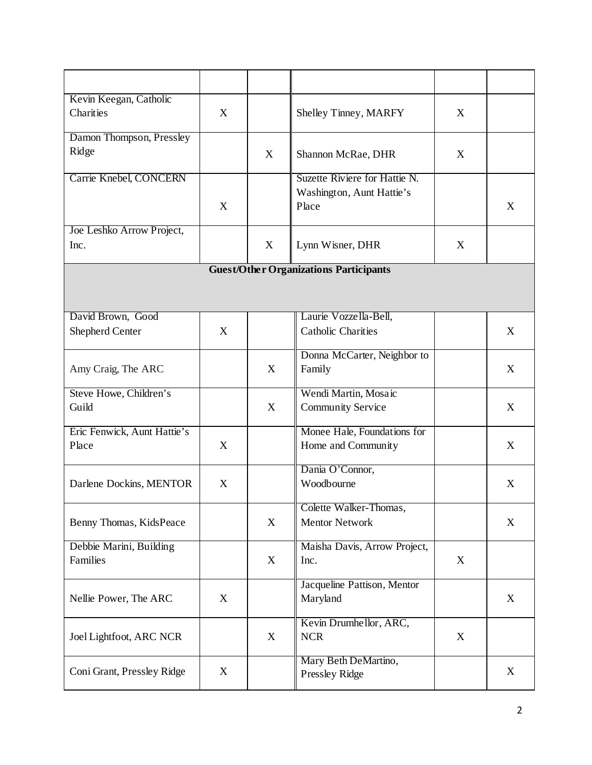| | | | | | |
|---|---|---|---|---|---|
| Kevin Keegan, Catholic Charities | X | | Shelley Tinney, MARFY | X | |
| Damon Thompson, Pressley Ridge | | X | Shannon McRae, DHR | X | |
| Carrie Knebel, CONCERN | X | | Suzette Riviere for Hattie N. Washington, Aunt Hattie's Place | | X |
| Joe Leshko Arrow Project, Inc. | | X | Lynn Wisner, DHR | X | |
| **Guest/Other Organizations Participants** | | | | | |
| David Brown, Good Shepherd Center | X | | Laurie Vozzella-Bell, Catholic Charities | | X |
| Amy Craig, The ARC | | X | Donna McCarter, Neighbor to Family | | X |
| Steve Howe, Children's Guild | | X | Wendi Martin, Mosaic Community Service | | X |
| Eric Fenwick, Aunt Hattie's Place | X | | Monee Hale, Foundations for Home and Community | | X |
| Darlene Dockins, MENTOR | X | | Dania O'Connor, Woodbourne | | X |
| Benny Thomas, KidsPeace | | X | Colette Walker-Thomas, Mentor Network | | X |
| Debbie Marini, Building Families | | X | Maisha Davis, Arrow Project, Inc. | X | |
| Nellie Power, The ARC | X | | Jacqueline Pattison, Mentor Maryland | | X |
| Joel Lightfoot, ARC NCR | | X | Kevin Drumhellor, ARC, NCR | X | |
| Coni Grant, Pressley Ridge | X | | Mary Beth DeMartino, Pressley Ridge | | X |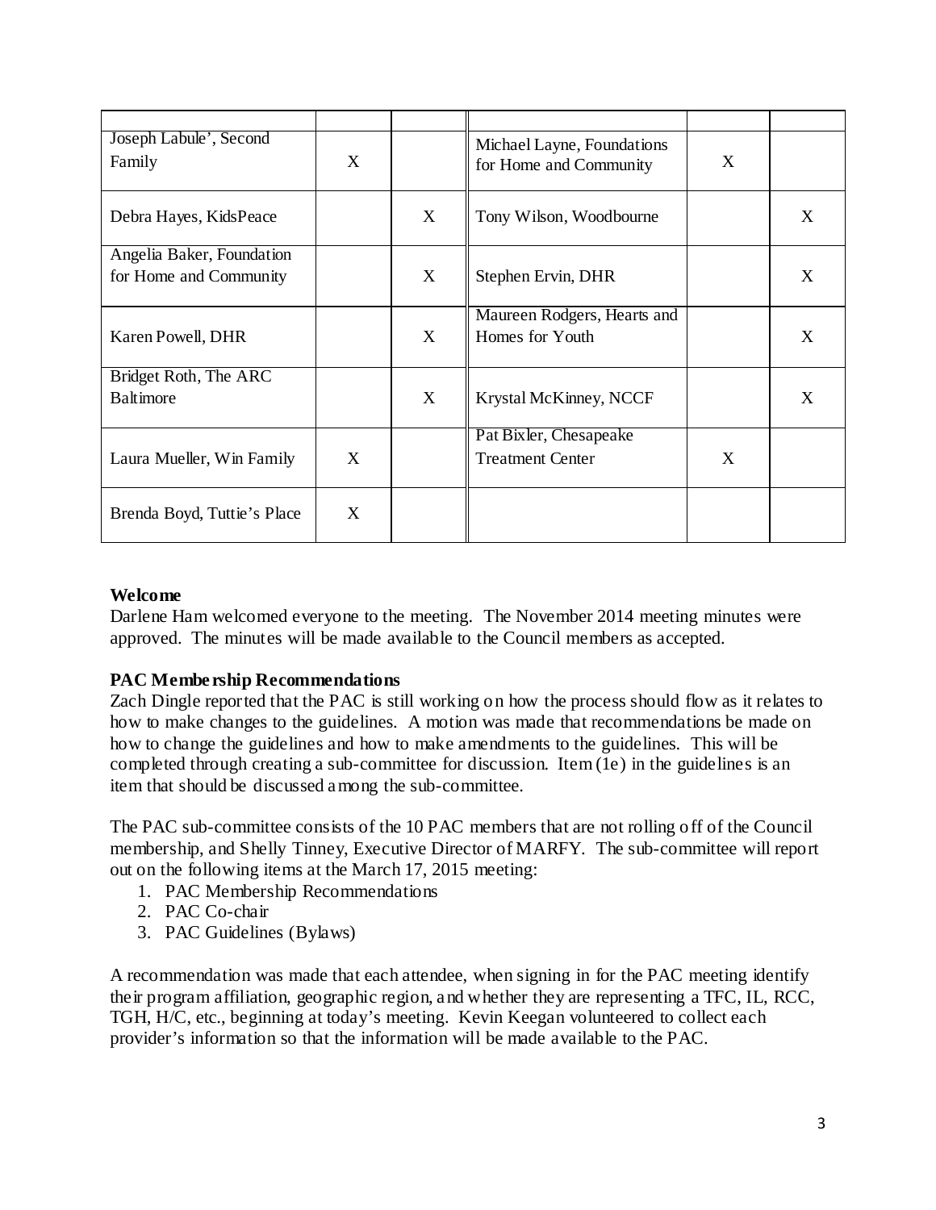| | | | | | |
|---|---|---|---|---|---|
| Joseph Labule', Second Family | X | | Michael Layne, Foundations for Home and Community | X | |
| Debra Hayes, KidsPeace | | X | Tony Wilson, Woodbourne | | X |
| Angelia Baker, Foundation for Home and Community | | X | Stephen Ervin, DHR | | X |
| Karen Powell, DHR | | X | Maureen Rodgers, Hearts and Homes for Youth | | X |
| Bridget Roth, The ARC Baltimore | | X | Krystal McKinney, NCCF | | X |
| Laura Mueller, Win Family | X | | Pat Bixler, Chesapeake Treatment Center | X | |
| Brenda Boyd, Tuttie's Place | X | | | | |

**Welcome**

Darlene Ham welcomed everyone to the meeting. The November 2014 meeting minutes were approved. The minutes will be made available to the Council members as accepted.

**PAC Membership Recommendations**

Zach Dingle reported that the PAC is still working on how the process should flow as it relates to how to make changes to the guidelines. A motion was made that recommendations be made on how to change the guidelines and how to make amendments to the guidelines. This will be completed through creating a sub-committee for discussion. Item (1e) in the guidelines is an item that should be discussed among the sub-committee.

The PAC sub-committee consists of the 10 PAC members that are not rolling off of the Council membership, and Shelly Tinney, Executive Director of MARFY. The sub-committee will report out on the following items at the March 17, 2015 meeting:

1. PAC Membership Recommendations
2. PAC Co-chair
3. PAC Guidelines (Bylaws)

A recommendation was made that each attendee, when signing in for the PAC meeting identify their program affiliation, geographic region, and whether they are representing a TFC, IL, RCC, TGH, H/C, etc., beginning at today's meeting. Kevin Keegan volunteered to collect each provider's information so that the information will be made available to the PAC.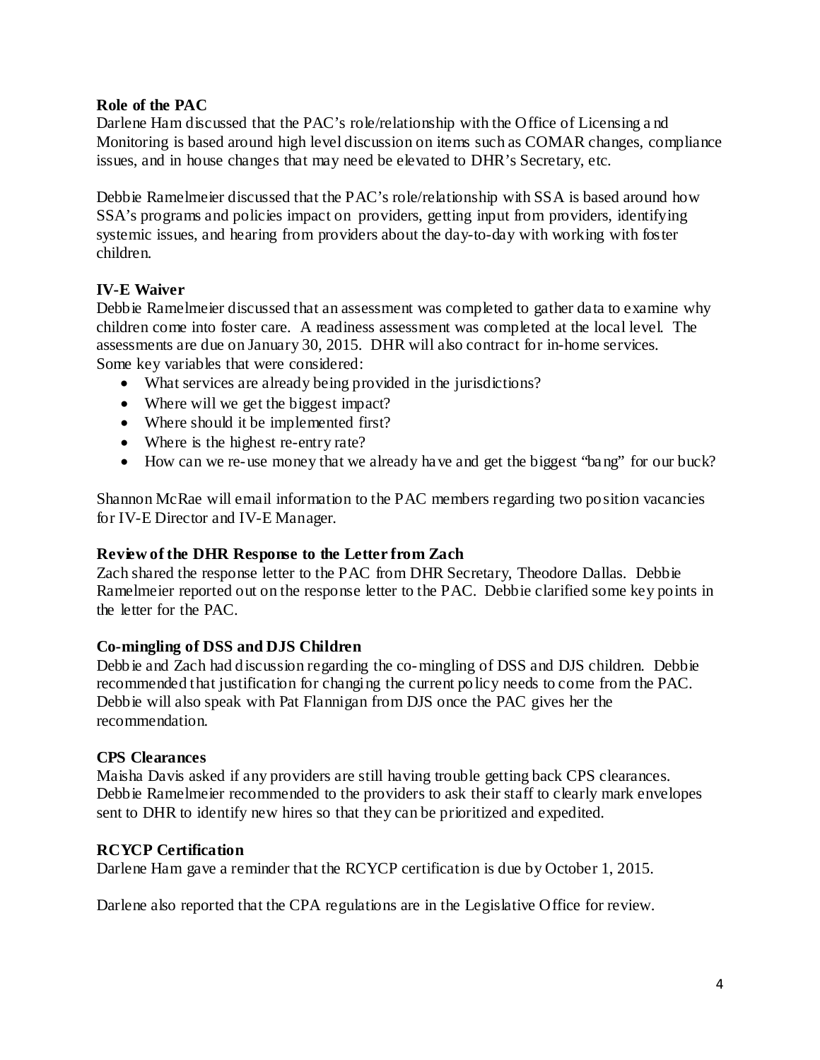**Role of the PAC**

Darlene Ham discussed that the PAC's role/relationship with the Office of Licensing and Monitoring is based around high level discussion on items such as COMAR changes, compliance issues, and in house changes that may need be elevated to DHR's Secretary, etc.

Debbie Ramelmeier discussed that the PAC's role/relationship with SSA is based around how SSA's programs and policies impact on providers, getting input from providers, identifying systemic issues, and hearing from providers about the day-to-day with working with foster children.

**IV-E Waiver**

Debbie Ramelmeier discussed that an assessment was completed to gather data to examine why children come into foster care. A readiness assessment was completed at the local level. The assessments are due on January 30, 2015. DHR will also contract for in-home services. Some key variables that were considered:

- What services are already being provided in the jurisdictions?
- Where will we get the biggest impact?
- Where should it be implemented first?
- Where is the highest re-entry rate?
- How can we re-use money that we already have and get the biggest "bang" for our buck?

Shannon McRae will email information to the PAC members regarding two position vacancies for IV-E Director and IV-E Manager.

**Review of the DHR Response to the Letter from Zach**

Zach shared the response letter to the PAC from DHR Secretary, Theodore Dallas. Debbie Ramelmeier reported out on the response letter to the PAC. Debbie clarified some key points in the letter for the PAC.

**Co-mingling of DSS and DJS Children**

Debbie and Zach had discussion regarding the co-mingling of DSS and DJS children. Debbie recommended that justification for changing the current policy needs to come from the PAC. Debbie will also speak with Pat Flannigan from DJS once the PAC gives her the recommendation.

**CPS Clearances**

Maisha Davis asked if any providers are still having trouble getting back CPS clearances. Debbie Ramelmeier recommended to the providers to ask their staff to clearly mark envelopes sent to DHR to identify new hires so that they can be prioritized and expedited.

**RCYCP Certification**

Darlene Ham gave a reminder that the RCYCP certification is due by October 1, 2015.

Darlene also reported that the CPA regulations are in the Legislative Office for review.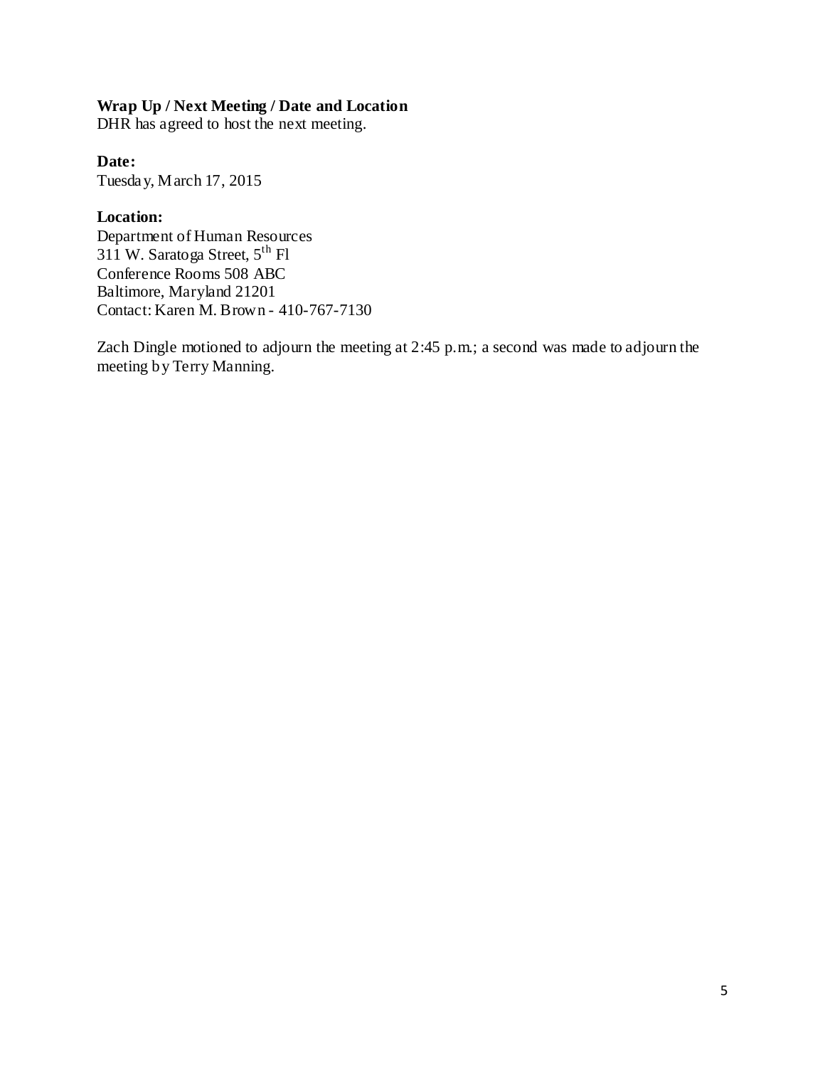**Wrap Up / Next Meeting / Date and Location**

DHR has agreed to host the next meeting.

**Date:**

Tuesday, March 17, 2015

**Location:**

Department of Human Resources
311 W. Saratoga Street, 5th Fl
Conference Rooms 508 ABC
Baltimore, Maryland 21201
Contact: Karen M. Brown - 410-767-7130

Zach Dingle motioned to adjourn the meeting at 2:45 p.m.; a second was made to adjourn the meeting by Terry Manning.